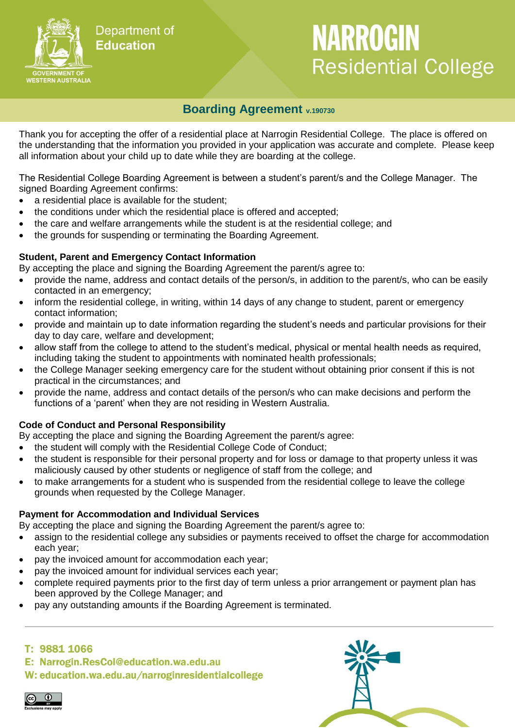Department of Education

# NARROGIN Residential College

## Boarding Agreement v.190730

Thank you for accepting the offer of a residential place at Narrogin Residential College. The place is offered on the understanding that the information you provided in your application was accurate and complete. Please keep all information about your child up to date while they are boarding at the college.

The Residential College Boarding Agreement is between a student's parent/s and the College Manager. The signed Boarding Agreement confirms:

- a residential place is available for the student;
- the conditions under which the residential place is offered and accepted;
- the care and welfare arrangements while the student is at the residential college; and
- the grounds for suspending or terminating the Boarding Agreement.

### Student, Parent and Emergency Contact Information

By accepting the place and signing the Boarding Agreement the parent/s agree to:

- provide the name, address and contact details of the person/s, in addition to the parent/s, who can be easily contacted in an emergency;
- inform the residential college, in writing, within 14 days of any change to student, parent or emergency contact information;
- provide and maintain up to date information regarding the student's needs and particular provisions for their day to day care, welfare and development;
- allow staff from the college to attend to the student's medical, physical or mental health needs as required, including taking the student to appointments with nominated health professionals;
- the College Manager seeking emergency care for the student without obtaining prior consent if this is not practical in the circumstances; and
- provide the name, address and contact details of the person/s who can make decisions and perform the functions of a 'parent' when they are not residing in Western Australia.

### Code of Conduct and Personal Responsibility

By accepting the place and signing the Boarding Agreement the parent/s agree:

- the student will comply with the Residential College Code of Conduct;
- the student is responsible for their personal property and for loss or damage to that property unless it was maliciously caused by other students or negligence of staff from the college; and
- to make arrangements for a student who is suspended from the residential college to leave the college grounds when requested by the College Manager.

### Payment for Accommodation and Individual Services

By accepting the place and signing the Boarding Agreement the parent/s agree to:

- assign to the residential college any subsidies or payments received to offset the charge for accommodation each year;
- pay the invoiced amount for accommodation each year;
- pay the invoiced amount for individual services each year;
- complete required payments prior to the first day of term unless a prior arrangement or payment plan has been approved by the College Manager; and
- pay any outstanding amounts if the Boarding Agreement is terminated.

T: 9881 1066
E: Narrogin.ResCol@education.wa.edu.au
W: education.wa.edu.au/narroginresidentialcollege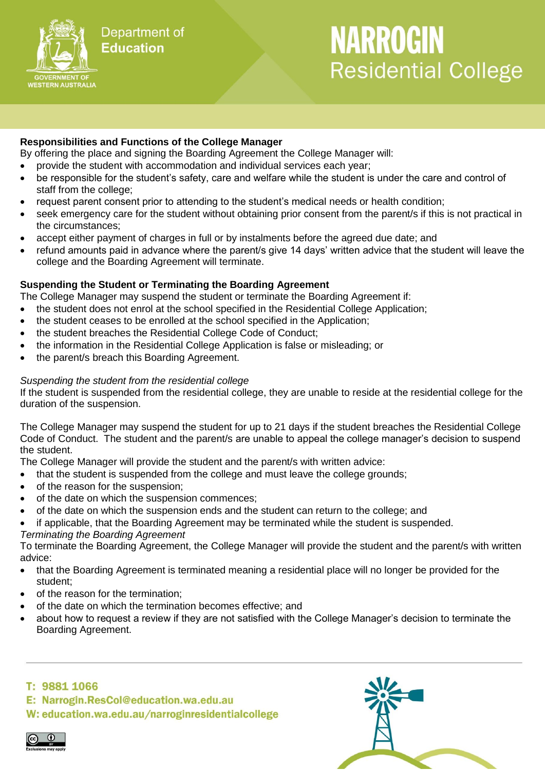## Responsibilities and Functions of the College Manager

By offering the place and signing the Boarding Agreement the College Manager will:

- provide the student with accommodation and individual services each year;
- be responsible for the student's safety, care and welfare while the student is under the care and control of staff from the college;
- request parent consent prior to attending to the student's medical needs or health condition;
- seek emergency care for the student without obtaining prior consent from the parent/s if this is not practical in the circumstances;
- accept either payment of charges in full or by instalments before the agreed due date; and
- refund amounts paid in advance where the parent/s give 14 days' written advice that the student will leave the college and the Boarding Agreement will terminate.

## Suspending the Student or Terminating the Boarding Agreement

The College Manager may suspend the student or terminate the Boarding Agreement if:

- the student does not enrol at the school specified in the Residential College Application;
- the student ceases to be enrolled at the school specified in the Application;
- the student breaches the Residential College Code of Conduct;
- the information in the Residential College Application is false or misleading; or
- the parent/s breach this Boarding Agreement.

*Suspending the student from the residential college*

If the student is suspended from the residential college, they are unable to reside at the residential college for the duration of the suspension.

The College Manager may suspend the student for up to 21 days if the student breaches the Residential College Code of Conduct. The student and the parent/s are unable to appeal the college manager's decision to suspend the student.

The College Manager will provide the student and the parent/s with written advice:

- that the student is suspended from the college and must leave the college grounds;
- of the reason for the suspension;
- of the date on which the suspension commences;
- of the date on which the suspension ends and the student can return to the college; and
- if applicable, that the Boarding Agreement may be terminated while the student is suspended.

*Terminating the Boarding Agreement*

To terminate the Boarding Agreement, the College Manager will provide the student and the parent/s with written advice:

- that the Boarding Agreement is terminated meaning a residential place will no longer be provided for the student;
- of the reason for the termination;
- of the date on which the termination becomes effective; and
- about how to request a review if they are not satisfied with the College Manager's decision to terminate the Boarding Agreement.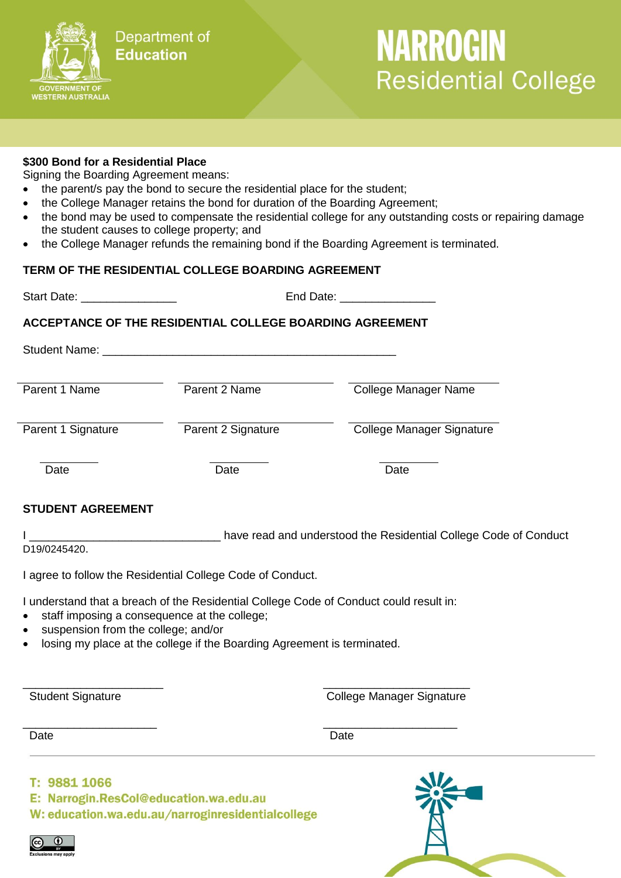Department of Education

GOVERNMENT OF WESTERN AUSTRALIA

# NARROGIN Residential College

**$300 Bond for a Residential Place**

Signing the Boarding Agreement means:

- the parent/s pay the bond to secure the residential place for the student;
- the College Manager retains the bond for duration of the Boarding Agreement;
- the bond may be used to compensate the residential college for any outstanding costs or repairing damage the student causes to college property; and
- the College Manager refunds the remaining bond if the Boarding Agreement is terminated.

## TERM OF THE RESIDENTIAL COLLEGE BOARDING AGREEMENT

Start Date: _______________ End Date: _______________

## ACCEPTANCE OF THE RESIDENTIAL COLLEGE BOARDING AGREEMENT

Student Name: ______________________________________________

| | | |
|---|---|---|
| Parent 1 Name | Parent 2 Name | College Manager Name |
| Parent 1 Signature | Parent 2 Signature | College Manager Signature |
| Date | Date | Date |

## STUDENT AGREEMENT

I ______________________________ have read and understood the Residential College Code of Conduct D19/0245420.

I agree to follow the Residential College Code of Conduct.

I understand that a breach of the Residential College Code of Conduct could result in:

- staff imposing a consequence at the college;
- suspension from the college; and/or
- losing my place at the college if the Boarding Agreement is terminated.

| | |
|---|---|
| Student Signature | College Manager Signature |
| Date | Date |

T: 9881 1066

E: Narrogin.ResCol@education.wa.edu.au

W: education.wa.edu.au/narroginresidentialcollege

Exclusions may apply